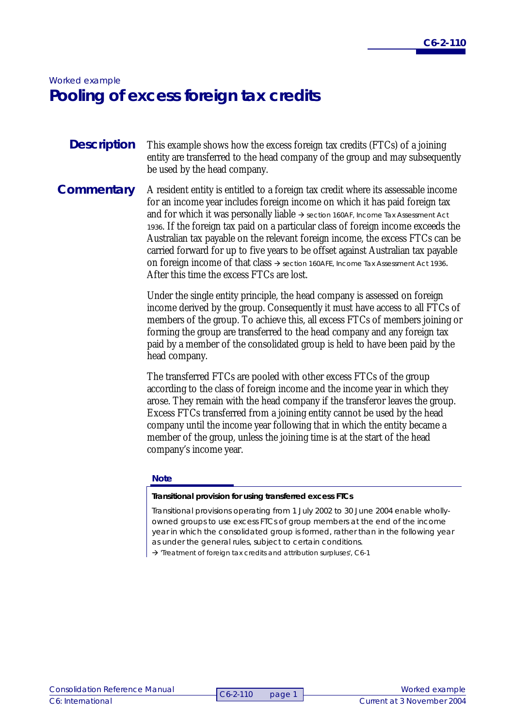*Worked example*

# Pooling of excess foreign tax credits

## Description

This example shows how the excess foreign tax credits (FTCs) of a joining entity are transferred to the head company of the group and may subsequently be used by the head company.

## Commentary

A resident entity is entitled to a foreign tax credit where its assessable income for an income year includes foreign income on which it has paid foreign tax and for which it was personally liable → section 160AF, Income Tax Assessment Act 1936. If the foreign tax paid on a particular class of foreign income exceeds the Australian tax payable on the relevant foreign income, the excess FTCs can be carried forward for up to five years to be offset against Australian tax payable on foreign income of that class → section 160AFE, Income Tax Assessment Act 1936. After this time the excess FTCs are lost.

Under the single entity principle, the head company is assessed on foreign income derived by the group. Consequently it must have access to all FTCs of members of the group. To achieve this, all excess FTCs of members joining or forming the group are transferred to the head company and any foreign tax paid by a member of the consolidated group is held to have been paid by the head company.

The transferred FTCs are pooled with other excess FTCs of the group according to the class of foreign income and the income year in which they arose. They remain with the head company if the transferor leaves the group. Excess FTCs transferred from a joining entity cannot be used by the head company until the income year following that in which the entity became a member of the group, unless the joining time is at the start of the head company's income year.

> **Note**
>
> **Transitional provision for using transferred excess FTCs**
>
> *Transitional provisions operating from 1 July 2002 to 30 June 2004 enable wholly-owned groups to use excess FTCs of group members at the end of the income year in which the consolidated group is formed, rather than in the following year as under the general rules, subject to certain conditions.*
>
> → 'Treatment of foreign tax credits and attribution surpluses', C6-1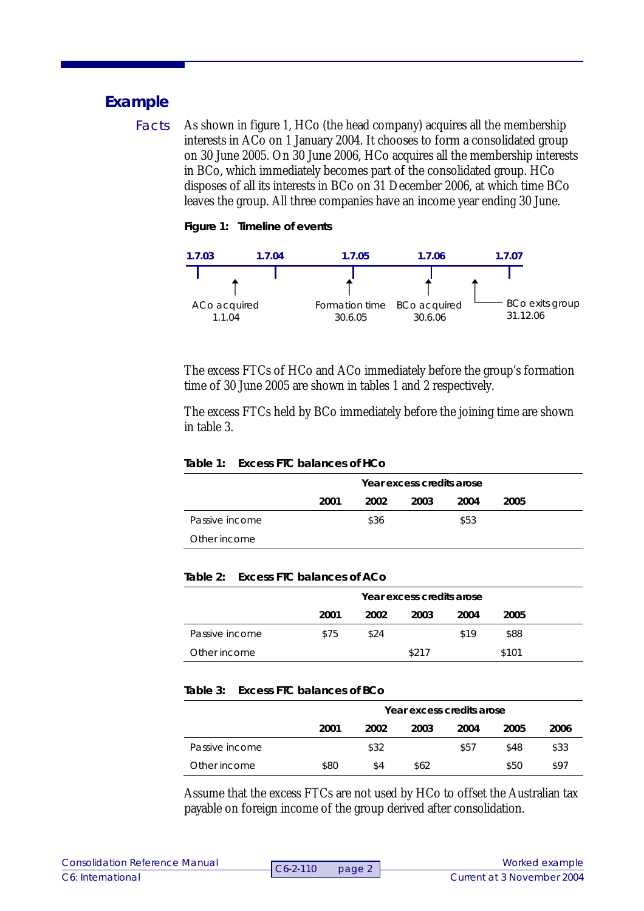## Example

**Facts**

As shown in figure 1, HCo (the head company) acquires all the membership interests in ACo on 1 January 2004. It chooses to form a consolidated group on 30 June 2005. On 30 June 2006, HCo acquires all the membership interests in BCo, which immediately becomes part of the consolidated group. HCo disposes of all its interests in BCo on 31 December 2006, at which time BCo leaves the group. All three companies have an income year ending 30 June.

**Figure 1: Timeline of events**

1.7.03 — 1.7.04 — 1.7.05 — 1.7.06 — 1.7.07

- ACo acquired 1.1.04
- Formation time 30.6.05
- BCo acquired 30.6.06
- BCo exits group 31.12.06

The excess FTCs of HCo and ACo immediately before the group's formation time of 30 June 2005 are shown in tables 1 and 2 respectively.

The excess FTCs held by BCo immediately before the joining time are shown in table 3.

**Table 1: Excess FTC balances of HCo**

| | Year excess credits arose | | | | |
|---|---|---|---|---|---|
| | 2001 | 2002 | 2003 | 2004 | 2005 |
| Passive income | | $36 | | $53 | |
| Other income | | | | | |

**Table 2: Excess FTC balances of ACo**

| | Year excess credits arose | | | | |
|---|---|---|---|---|---|
| | 2001 | 2002 | 2003 | 2004 | 2005 |
| Passive income | $75 | $24 | | $19 | $88 |
| Other income | | | $217 | | $101 |

**Table 3: Excess FTC balances of BCo**

| | Year excess credits arose | | | | | |
|---|---|---|---|---|---|---|
| | 2001 | 2002 | 2003 | 2004 | 2005 | 2006 |
| Passive income | | $32 | | $57 | $48 | $33 |
| Other income | $80 | $4 | $62 | | $50 | $97 |

Assume that the excess FTCs are not used by HCo to offset the Australian tax payable on foreign income of the group derived after consolidation.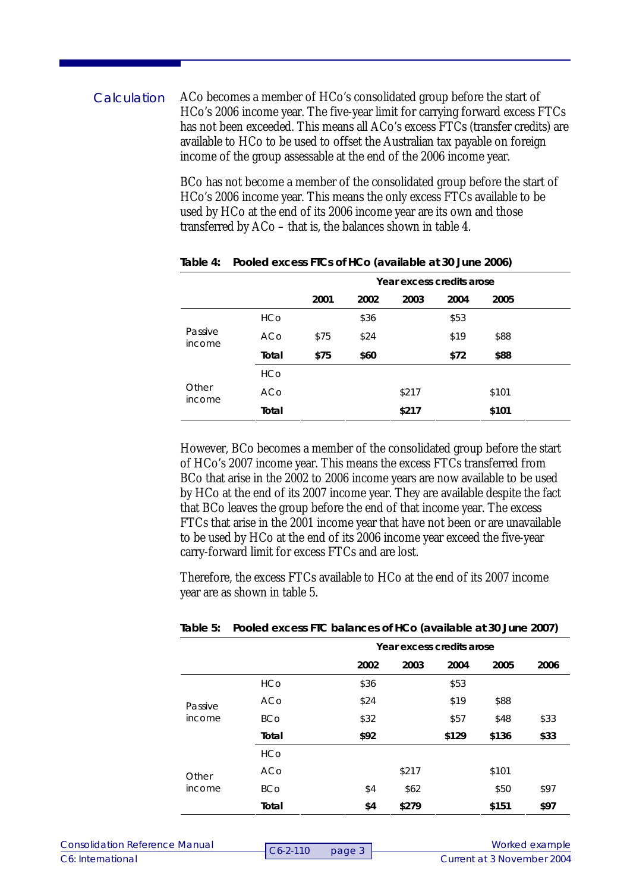**Calculation**

ACo becomes a member of HCo's consolidated group before the start of HCo's 2006 income year. The five-year limit for carrying forward excess FTCs has not been exceeded. This means all ACo's excess FTCs (transfer credits) are available to HCo to be used to offset the Australian tax payable on foreign income of the group assessable at the end of the 2006 income year.

BCo has not become a member of the consolidated group before the start of HCo's 2006 income year. This means the only excess FTCs available to be used by HCo at the end of its 2006 income year are its own and those transferred by ACo – that is, the balances shown in table 4.

**Table 4: Pooled excess FTCs of HCo (available at 30 June 2006)**

| | | Year excess credits arose | | | | |
|---|---|---|---|---|---|---|
| | | 2001 | 2002 | 2003 | 2004 | 2005 |
| Passive income | HCo | | $36 | | $53 | |
| | ACo | $75 | $24 | | $19 | $88 |
| | **Total** | **$75** | **$60** | | **$72** | **$88** |
| Other income | HCo | | | | | |
| | ACo | | | $217 | | $101 |
| | **Total** | | | **$217** | | **$101** |

However, BCo becomes a member of the consolidated group before the start of HCo's 2007 income year. This means the excess FTCs transferred from BCo that arise in the 2002 to 2006 income years are now available to be used by HCo at the end of its 2007 income year. They are available despite the fact that BCo leaves the group before the end of that income year. The excess FTCs that arise in the 2001 income year that have not been or are unavailable to be used by HCo at the end of its 2006 income year exceed the five-year carry-forward limit for excess FTCs and are lost.

Therefore, the excess FTCs available to HCo at the end of its 2007 income year are as shown in table 5.

**Table 5: Pooled excess FTC balances of HCo (available at 30 June 2007)**

| | | Year excess credits arose | | | | |
|---|---|---|---|---|---|---|
| | | 2002 | 2003 | 2004 | 2005 | 2006 |
| Passive income | HCo | $36 | | $53 | | |
| | ACo | $24 | | $19 | $88 | |
| | BCo | $32 | | $57 | $48 | $33 |
| | **Total** | **$92** | | **$129** | **$136** | **$33** |
| Other income | HCo | | | | | |
| | ACo | | $217 | | $101 | |
| | BCo | $4 | $62 | | $50 | $97 |
| | **Total** | **$4** | **$279** | | **$151** | **$97** |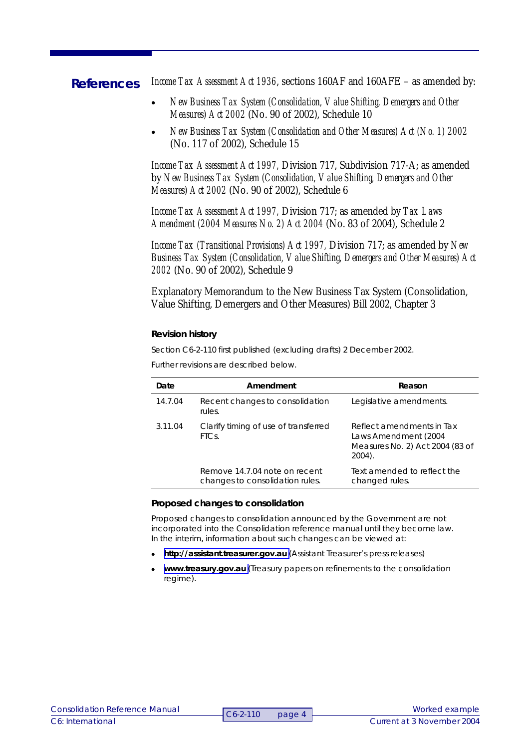## References

*Income Tax Assessment Act 1936*, sections 160AF and 160AFE – as amended by:

- *New Business Tax System (Consolidation, Value Shifting, Demergers and Other Measures) Act 2002* (No. 90 of 2002), Schedule 10
- *New Business Tax System (Consolidation and Other Measures) Act (No. 1) 2002* (No. 117 of 2002), Schedule 15

*Income Tax Assessment Act 1997,* Division 717, Subdivision 717-A; as amended by *New Business Tax System (Consolidation, Value Shifting, Demergers and Other Measures) Act 2002* (No. 90 of 2002), Schedule 6

*Income Tax Assessment Act 1997,* Division 717; as amended by *Tax Laws Amendment (2004 Measures No. 2) Act 2004* (No. 83 of 2004), Schedule 2

*Income Tax (Transitional Provisions) Act 1997,* Division 717; as amended by *New Business Tax System (Consolidation, Value Shifting, Demergers and Other Measures) Act 2002* (No. 90 of 2002), Schedule 9

Explanatory Memorandum to the New Business Tax System (Consolidation, Value Shifting, Demergers and Other Measures) Bill 2002, Chapter 3

### Revision history

Section C6-2-110 first published (excluding drafts) 2 December 2002.

Further revisions are described below.

| Date | Amendment | Reason |
|---|---|---|
| 14.7.04 | Recent changes to consolidation rules. | Legislative amendments. |
| 3.11.04 | Clarify timing of use of transferred FTCs. | Reflect amendments in Tax Laws Amendment (2004 Measures No. 2) Act 2004 (83 of 2004). |
| | Remove 14.7.04 note on recent changes to consolidation rules. | Text amended to reflect the changed rules. |

### Proposed changes to consolidation

Proposed changes to consolidation announced by the Government are not incorporated into the Consolidation reference manual until they become law. In the interim, information about such changes can be viewed at:

- **http://assistant.treasurer.gov.au** (Assistant Treasurer's press releases)
- **www.treasury.gov.au** (Treasury papers on refinements to the consolidation regime).